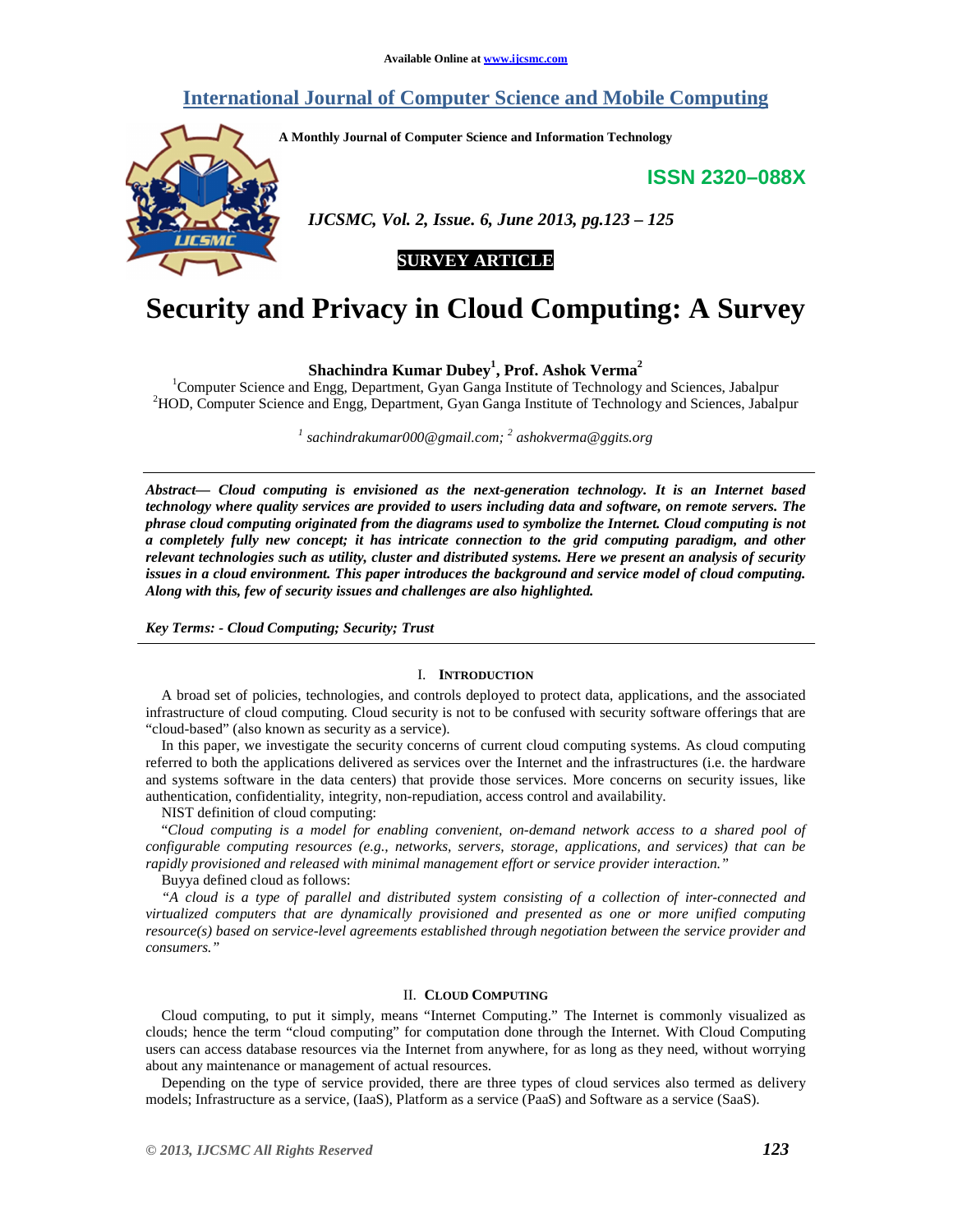Available Online at www.ijcsmc.com

# International Journal of Computer Science and Mobile Computing

**A Monthly Journal of Computer Science and Information Technology**

**ISSN 2320–088X**

**SURVEY ARTICLE**

# Security and Privacy in Cloud Computing: A Survey

**Shachindra Kumar Dubey[1], Prof. Ashok Verma[2]**

[1]Computer Science and Engg, Department, Gyan Ganga Institute of Technology and Sciences, Jabalpur
[2]HOD, Computer Science and Engg, Department, Gyan Ganga Institute of Technology and Sciences, Jabalpur

*[1] sachindrakumar000@gmail.com; [2] ashokverma@ggits.org*

***Abstract***— ***Cloud computing is envisioned as the next-generation technology. It is an Internet based technology where quality services are provided to users including data and software, on remote servers. The phrase cloud computing originated from the diagrams used to symbolize the Internet. Cloud computing is not a completely fully new concept; it has intricate connection to the grid computing paradigm, and other relevant technologies such as utility, cluster and distributed systems. Here we present an analysis of security issues in a cloud environment. This paper introduces the background and service model of cloud computing. Along with this, few of security issues and challenges are also highlighted.***

***Key Terms: - Cloud Computing; Security; Trust***

## I. Introduction

A broad set of policies, technologies, and controls deployed to protect data, applications, and the associated infrastructure of cloud computing. Cloud security is not to be confused with security software offerings that are "cloud-based" (also known as security as a service).

In this paper, we investigate the security concerns of current cloud computing systems. As cloud computing referred to both the applications delivered as services over the Internet and the infrastructures (i.e. the hardware and systems software in the data centers) that provide those services. More concerns on security issues, like authentication, confidentiality, integrity, non-repudiation, access control and availability.

NIST definition of cloud computing:

"*Cloud computing is a model for enabling convenient, on-demand network access to a shared pool of configurable computing resources (e.g., networks, servers, storage, applications, and services) that can be rapidly provisioned and released with minimal management effort or service provider interaction."*

Buyya defined cloud as follows:

*"A cloud is a type of parallel and distributed system consisting of a collection of inter-connected and virtualized computers that are dynamically provisioned and presented as one or more unified computing resource(s) based on service-level agreements established through negotiation between the service provider and consumers."*

## II. Cloud Computing

Cloud computing, to put it simply, means "Internet Computing." The Internet is commonly visualized as clouds; hence the term "cloud computing" for computation done through the Internet. With Cloud Computing users can access database resources via the Internet from anywhere, for as long as they need, without worrying about any maintenance or management of actual resources.

Depending on the type of service provided, there are three types of cloud services also termed as delivery models; Infrastructure as a service, (IaaS), Platform as a service (PaaS) and Software as a service (SaaS).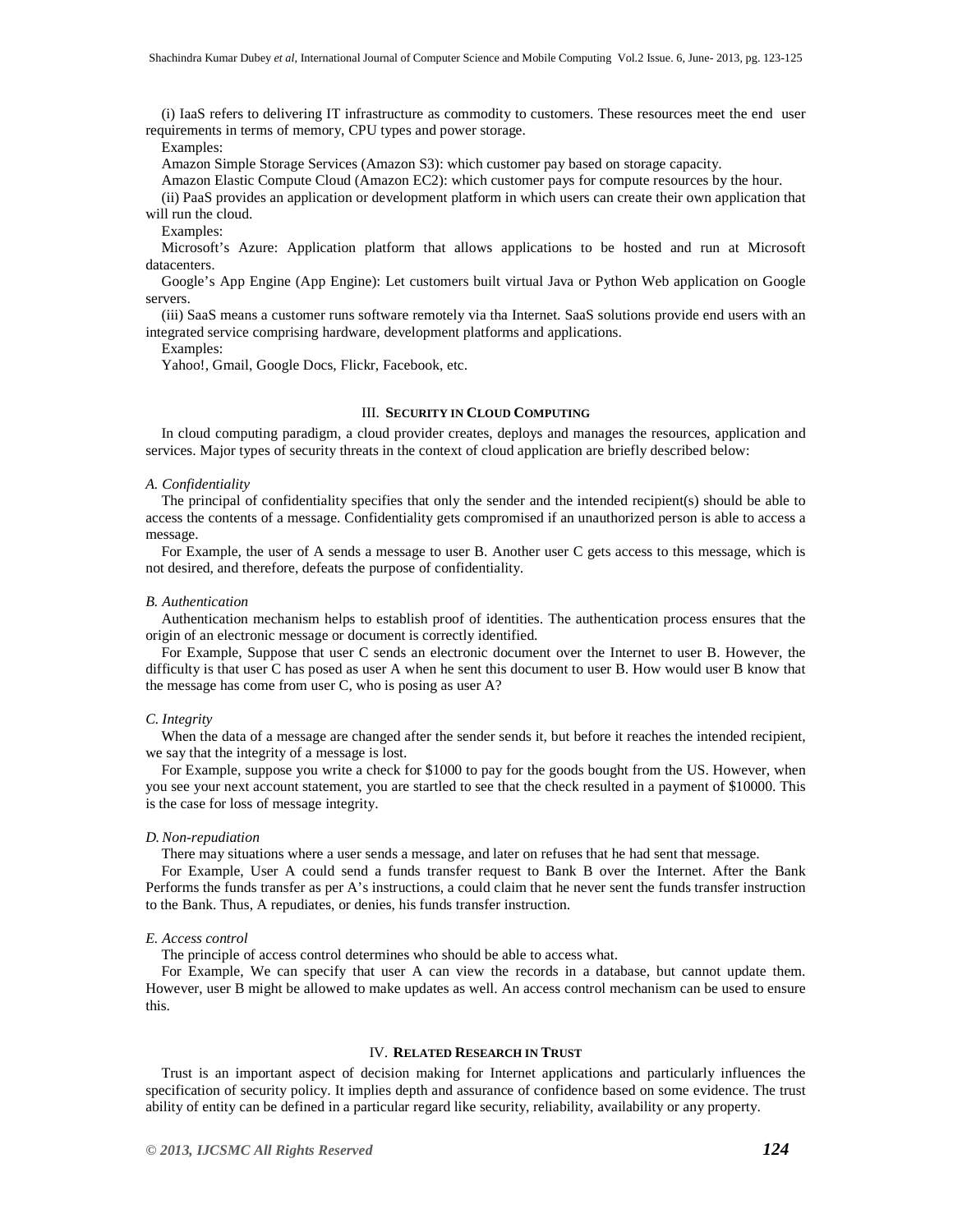(i) IaaS refers to delivering IT infrastructure as commodity to customers. These resources meet the end user requirements in terms of memory, CPU types and power storage.

Examples:

Amazon Simple Storage Services (Amazon S3): which customer pay based on storage capacity.

Amazon Elastic Compute Cloud (Amazon EC2): which customer pays for compute resources by the hour.

(ii) PaaS provides an application or development platform in which users can create their own application that will run the cloud.

Examples:

Microsoft's Azure: Application platform that allows applications to be hosted and run at Microsoft datacenters.

Google's App Engine (App Engine): Let customers built virtual Java or Python Web application on Google servers.

(iii) SaaS means a customer runs software remotely via tha Internet. SaaS solutions provide end users with an integrated service comprising hardware, development platforms and applications.

Examples:

Yahoo!, Gmail, Google Docs, Flickr, Facebook, etc.

## III. Security in Cloud Computing

In cloud computing paradigm, a cloud provider creates, deploys and manages the resources, application and services. Major types of security threats in the context of cloud application are briefly described below:

### *A. Confidentiality*

The principal of confidentiality specifies that only the sender and the intended recipient(s) should be able to access the contents of a message. Confidentiality gets compromised if an unauthorized person is able to access a message.

For Example, the user of A sends a message to user B. Another user C gets access to this message, which is not desired, and therefore, defeats the purpose of confidentiality.

### *B. Authentication*

Authentication mechanism helps to establish proof of identities. The authentication process ensures that the origin of an electronic message or document is correctly identified.

For Example, Suppose that user C sends an electronic document over the Internet to user B. However, the difficulty is that user C has posed as user A when he sent this document to user B. How would user B know that the message has come from user C, who is posing as user A?

### *C. Integrity*

When the data of a message are changed after the sender sends it, but before it reaches the intended recipient, we say that the integrity of a message is lost.

For Example, suppose you write a check for $1000 to pay for the goods bought from the US. However, when you see your next account statement, you are startled to see that the check resulted in a payment of $10000. This is the case for loss of message integrity.

### *D. Non-repudiation*

There may situations where a user sends a message, and later on refuses that he had sent that message.

For Example, User A could send a funds transfer request to Bank B over the Internet. After the Bank Performs the funds transfer as per A's instructions, a could claim that he never sent the funds transfer instruction to the Bank. Thus, A repudiates, or denies, his funds transfer instruction.

### *E. Access control*

The principle of access control determines who should be able to access what.

For Example, We can specify that user A can view the records in a database, but cannot update them. However, user B might be allowed to make updates as well. An access control mechanism can be used to ensure this.

## IV. Related Research in Trust

Trust is an important aspect of decision making for Internet applications and particularly influences the specification of security policy. It implies depth and assurance of confidence based on some evidence. The trust ability of entity can be defined in a particular regard like security, reliability, availability or any property.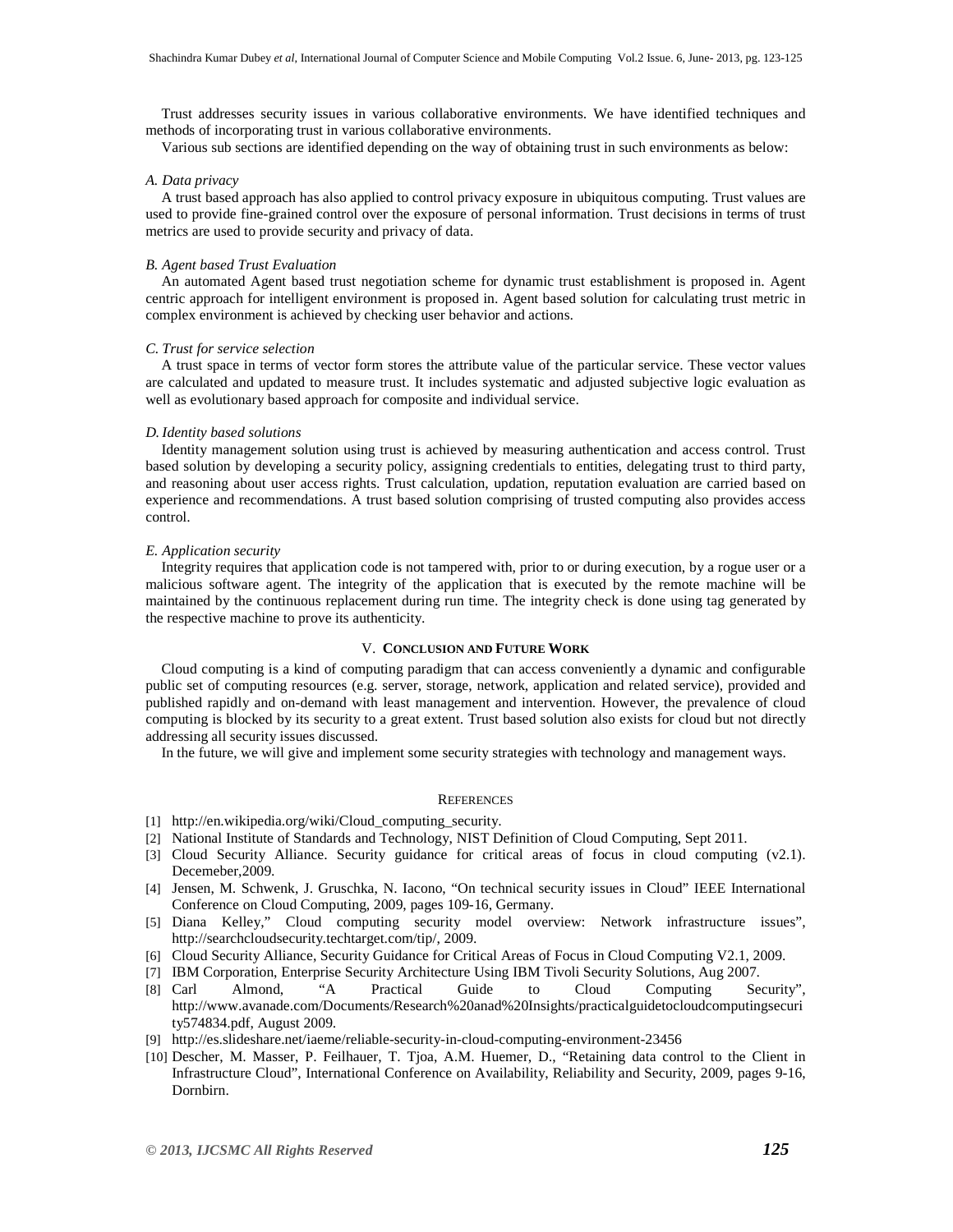Trust addresses security issues in various collaborative environments. We have identified techniques and methods of incorporating trust in various collaborative environments.

Various sub sections are identified depending on the way of obtaining trust in such environments as below:

### *A. Data privacy*

A trust based approach has also applied to control privacy exposure in ubiquitous computing. Trust values are used to provide fine-grained control over the exposure of personal information. Trust decisions in terms of trust metrics are used to provide security and privacy of data.

### *B. Agent based Trust Evaluation*

An automated Agent based trust negotiation scheme for dynamic trust establishment is proposed in. Agent centric approach for intelligent environment is proposed in. Agent based solution for calculating trust metric in complex environment is achieved by checking user behavior and actions.

### *C. Trust for service selection*

A trust space in terms of vector form stores the attribute value of the particular service. These vector values are calculated and updated to measure trust. It includes systematic and adjusted subjective logic evaluation as well as evolutionary based approach for composite and individual service.

### *D. Identity based solutions*

Identity management solution using trust is achieved by measuring authentication and access control. Trust based solution by developing a security policy, assigning credentials to entities, delegating trust to third party, and reasoning about user access rights. Trust calculation, updation, reputation evaluation are carried based on experience and recommendations. A trust based solution comprising of trusted computing also provides access control.

### *E. Application security*

Integrity requires that application code is not tampered with, prior to or during execution, by a rogue user or a malicious software agent. The integrity of the application that is executed by the remote machine will be maintained by the continuous replacement during run time. The integrity check is done using tag generated by the respective machine to prove its authenticity.

## V. Conclusion and Future Work

Cloud computing is a kind of computing paradigm that can access conveniently a dynamic and configurable public set of computing resources (e.g. server, storage, network, application and related service), provided and published rapidly and on-demand with least management and intervention. However, the prevalence of cloud computing is blocked by its security to a great extent. Trust based solution also exists for cloud but not directly addressing all security issues discussed.

In the future, we will give and implement some security strategies with technology and management ways.

## References

[1] http://en.wikipedia.org/wiki/Cloud_computing_security.

[2] National Institute of Standards and Technology, NIST Definition of Cloud Computing, Sept 2011.

[3] Cloud Security Alliance. Security guidance for critical areas of focus in cloud computing (v2.1). Decemeber,2009.

[4] Jensen, M. Schwenk, J. Gruschka, N. Iacono, "On technical security issues in Cloud" IEEE International Conference on Cloud Computing, 2009, pages 109-16, Germany.

[5] Diana Kelley," Cloud computing security model overview: Network infrastructure issues", http://searchcloudsecurity.techtarget.com/tip/, 2009.

[6] Cloud Security Alliance, Security Guidance for Critical Areas of Focus in Cloud Computing V2.1, 2009.

[7] IBM Corporation, Enterprise Security Architecture Using IBM Tivoli Security Solutions, Aug 2007.

[8] Carl Almond, "A Practical Guide to Cloud Computing Security", http://www.avanade.com/Documents/Research%20anad%20Insights/practicalguidetocloudcomputingsecurity574834.pdf, August 2009.

[9] http://es.slideshare.net/iaeme/reliable-security-in-cloud-computing-environment-23456

[10] Descher, M. Masser, P. Feilhauer, T. Tjoa, A.M. Huemer, D., "Retaining data control to the Client in Infrastructure Cloud", International Conference on Availability, Reliability and Security, 2009, pages 9-16, Dornbirn.